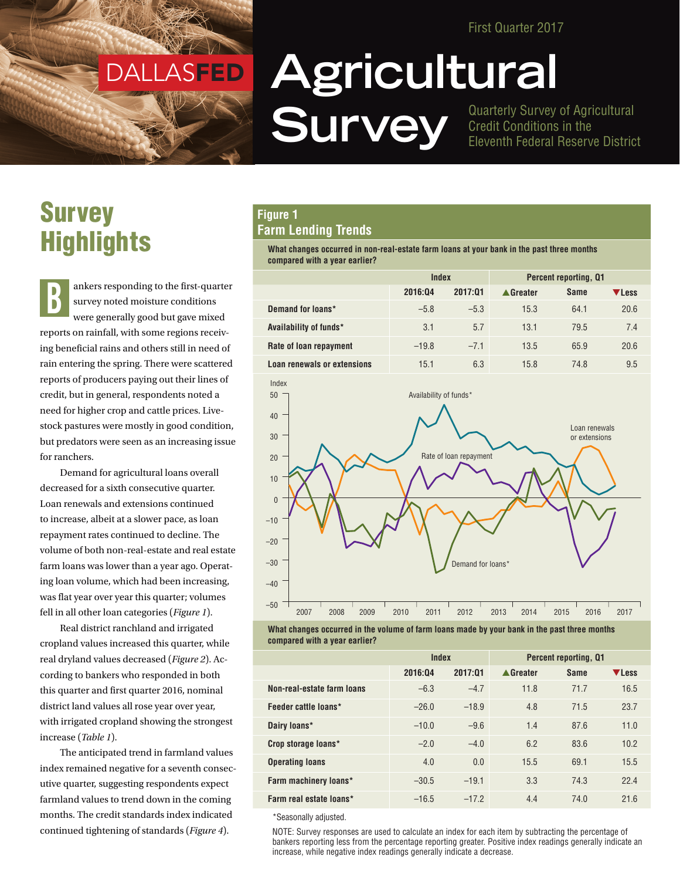First Quarter 2017

DALLASFED

# Agricultural Survey

Quarterly Survey of Agricultural Credit Conditions in the Eleventh Federal Reserve District

## Survey Highlights

Bankers responding to the first-quarter survey noted moisture conditions were generally good but gave mixed reports on rainfall, with some regions receiving beneficial rains and others still in need of rain entering the spring. There were scattered reports of producers paying out their lines of credit, but in general, respondents noted a need for higher crop and cattle prices. Livestock pastures were mostly in good condition, but predators were seen as an increasing issue for ranchers.

Demand for agricultural loans overall decreased for a sixth consecutive quarter. Loan renewals and extensions continued to increase, albeit at a slower pace, as loan repayment rates continued to decline. The volume of both non-real-estate and real estate farm loans was lower than a year ago. Operating loan volume, which had been increasing, was flat year over year this quarter; volumes fell in all other loan categories (*Figure 1*).

Real district ranchland and irrigated cropland values increased this quarter, while real dryland values decreased (*Figure 2*). According to bankers who responded in both this quarter and first quarter 2016, nominal district land values all rose year over year, with irrigated cropland showing the strongest increase (*Table 1*).

The anticipated trend in farmland values index remained negative for a seventh consecutive quarter, suggesting respondents expect farmland values to trend down in the coming months. The credit standards index indicated continued tightening of standards (*Figure 4*).

### Figure 1
### Farm Lending Trends

**What changes occurred in non-real-estate farm loans at your bank in the past three months compared with a year earlier?**

| | Index | | Percent reporting, Q1 | | |
|---|---|---|---|---|---|
| | 2016:Q4 | 2017:Q1 | ▲Greater | Same | ▼Less |
| Demand for loans* | –5.8 | –5.3 | 15.3 | 64.1 | 20.6 |
| Availability of funds* | 3.1 | 5.7 | 13.1 | 79.5 | 7.4 |
| Rate of loan repayment | –19.8 | –7.1 | 13.5 | 65.9 | 20.6 |
| Loan renewals or extensions | 15.1 | 6.3 | 15.8 | 74.8 | 9.5 |

**What changes occurred in the volume of farm loans made by your bank in the past three months compared with a year earlier?**

| | Index | | Percent reporting, Q1 | | |
|---|---|---|---|---|---|
| | 2016:Q4 | 2017:Q1 | ▲Greater | Same | ▼Less |
| Non-real-estate farm loans | –6.3 | –4.7 | 11.8 | 71.7 | 16.5 |
| Feeder cattle loans* | –26.0 | –18.9 | 4.8 | 71.5 | 23.7 |
| Dairy loans* | –10.0 | –9.6 | 1.4 | 87.6 | 11.0 |
| Crop storage loans* | –2.0 | –4.0 | 6.2 | 83.6 | 10.2 |
| Operating loans | 4.0 | 0.0 | 15.5 | 69.1 | 15.5 |
| Farm machinery loans* | –30.5 | –19.1 | 3.3 | 74.3 | 22.4 |
| Farm real estate loans* | –16.5 | –17.2 | 4.4 | 74.0 | 21.6 |

*Seasonally adjusted.

NOTE: Survey responses are used to calculate an index for each item by subtracting the percentage of bankers reporting less from the percentage reporting greater. Positive index readings generally indicate an increase, while negative index readings generally indicate a decrease.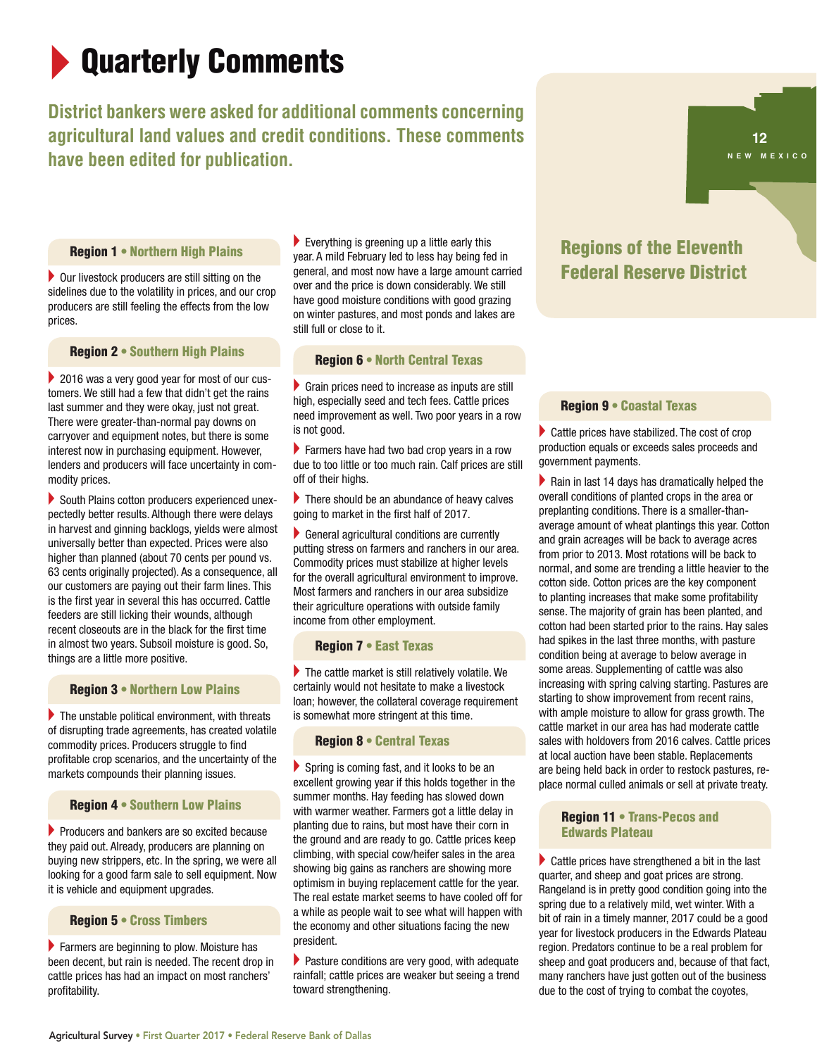# Quarterly Comments

**District bankers were asked for additional comments concerning agricultural land values and credit conditions. These comments have been edited for publication.**

### Region 1 • Northern High Plains

Our livestock producers are still sitting on the sidelines due to the volatility in prices, and our crop producers are still feeling the effects from the low prices.

### Region 2 • Southern High Plains

2016 was a very good year for most of our customers. We still had a few that didn't get the rains last summer and they were okay, just not great. There were greater-than-normal pay downs on carryover and equipment notes, but there is some interest now in purchasing equipment. However, lenders and producers will face uncertainty in commodity prices.

South Plains cotton producers experienced unexpectedly better results. Although there were delays in harvest and ginning backlogs, yields were almost universally better than expected. Prices were also higher than planned (about 70 cents per pound vs. 63 cents originally projected). As a consequence, all our customers are paying out their farm lines. This is the first year in several this has occurred. Cattle feeders are still licking their wounds, although recent closeouts are in the black for the first time in almost two years. Subsoil moisture is good. So, things are a little more positive.

### Region 3 • Northern Low Plains

The unstable political environment, with threats of disrupting trade agreements, has created volatile commodity prices. Producers struggle to find profitable crop scenarios, and the uncertainty of the markets compounds their planning issues.

### Region 4 • Southern Low Plains

Producers and bankers are so excited because they paid out. Already, producers are planning on buying new strippers, etc. In the spring, we were all looking for a good farm sale to sell equipment. Now it is vehicle and equipment upgrades.

### Region 5 • Cross Timbers

Farmers are beginning to plow. Moisture has been decent, but rain is needed. The recent drop in cattle prices has had an impact on most ranchers' profitability.

Everything is greening up a little early this year. A mild February led to less hay being fed in general, and most now have a large amount carried over and the price is down considerably. We still have good moisture conditions with good grazing on winter pastures, and most ponds and lakes are still full or close to it.

### Region 6 • North Central Texas

Grain prices need to increase as inputs are still high, especially seed and tech fees. Cattle prices need improvement as well. Two poor years in a row is not good.

Farmers have had two bad crop years in a row due to too little or too much rain. Calf prices are still off of their highs.

There should be an abundance of heavy calves going to market in the first half of 2017.

General agricultural conditions are currently putting stress on farmers and ranchers in our area. Commodity prices must stabilize at higher levels for the overall agricultural environment to improve. Most farmers and ranchers in our area subsidize their agriculture operations with outside family income from other employment.

### Region 7 • East Texas

The cattle market is still relatively volatile. We certainly would not hesitate to make a livestock loan; however, the collateral coverage requirement is somewhat more stringent at this time.

### Region 8 • Central Texas

Spring is coming fast, and it looks to be an excellent growing year if this holds together in the summer months. Hay feeding has slowed down with warmer weather. Farmers got a little delay in planting due to rains, but most have their corn in the ground and are ready to go. Cattle prices keep climbing, with special cow/heifer sales in the area showing big gains as ranchers are showing more optimism in buying replacement cattle for the year. The real estate market seems to have cooled off for a while as people wait to see what will happen with the economy and other situations facing the new president.

Pasture conditions are very good, with adequate rainfall; cattle prices are weaker but seeing a trend toward strengthening.

## Regions of the Eleventh Federal Reserve District

### Region 9 • Coastal Texas

Cattle prices have stabilized. The cost of crop production equals or exceeds sales proceeds and government payments.

Rain in last 14 days has dramatically helped the overall conditions of planted crops in the area or preplanting conditions. There is a smaller-than-average amount of wheat plantings this year. Cotton and grain acreages will be back to average acres from prior to 2013. Most rotations will be back to normal, and some are trending a little heavier to the cotton side. Cotton prices are the key component to planting increases that make some profitability sense. The majority of grain has been planted, and cotton had been started prior to the rains. Hay sales had spikes in the last three months, with pasture condition being at average to below average in some areas. Supplementing of cattle was also increasing with spring calving starting. Pastures are starting to show improvement from recent rains, with ample moisture to allow for grass growth. The cattle market in our area has had moderate cattle sales with holdovers from 2016 calves. Cattle prices at local auction have been stable. Replacements are being held back in order to restock pastures, replace normal culled animals or sell at private treaty.

### Region 11 • Trans-Pecos and Edwards Plateau

Cattle prices have strengthened a bit in the last quarter, and sheep and goat prices are strong. Rangeland is in pretty good condition going into the spring due to a relatively mild, wet winter. With a bit of rain in a timely manner, 2017 could be a good year for livestock producers in the Edwards Plateau region. Predators continue to be a real problem for sheep and goat producers and, because of that fact, many ranchers have just gotten out of the business due to the cost of trying to combat the coyotes,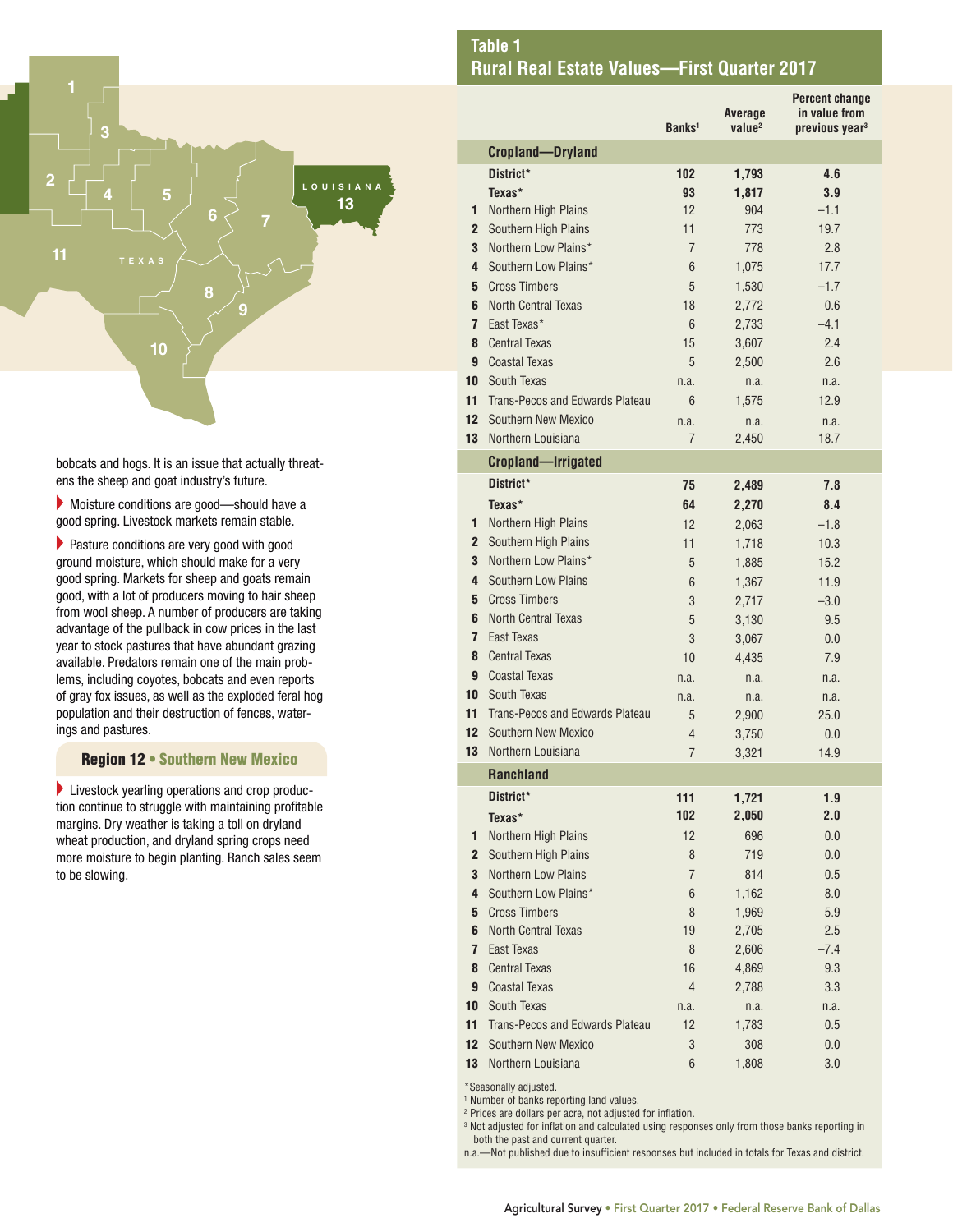bobcats and hogs. It is an issue that actually threatens the sheep and goat industry's future.

- Moisture conditions are good—should have a good spring. Livestock markets remain stable.

- Pasture conditions are very good with good ground moisture, which should make for a very good spring. Markets for sheep and goats remain good, with a lot of producers moving to hair sheep from wool sheep. A number of producers are taking advantage of the pullback in cow prices in the last year to stock pastures that have abundant grazing available. Predators remain one of the main problems, including coyotes, bobcats and even reports of gray fox issues, as well as the exploded feral hog population and their destruction of fences, waterings and pastures.

### Region 12 • Southern New Mexico

- Livestock yearling operations and crop production continue to struggle with maintaining profitable margins. Dry weather is taking a toll on dryland wheat production, and dryland spring crops need more moisture to begin planting. Ranch sales seem to be slowing.

## Table 1
## Rural Real Estate Values—First Quarter 2017

| | | Banks[1] | Average value[2] | Percent change in value from previous year[3] |
|---|---|---|---|---|
| | **Cropland—Dryland** | | | |
| | **District*** | **102** | **1,793** | **4.6** |
| | **Texas*** | **93** | **1,817** | **3.9** |
| 1 | Northern High Plains | 12 | 904 | –1.1 |
| 2 | Southern High Plains | 11 | 773 | 19.7 |
| 3 | Northern Low Plains* | 7 | 778 | 2.8 |
| 4 | Southern Low Plains* | 6 | 1,075 | 17.7 |
| 5 | Cross Timbers | 5 | 1,530 | –1.7 |
| 6 | North Central Texas | 18 | 2,772 | 0.6 |
| 7 | East Texas* | 6 | 2,733 | –4.1 |
| 8 | Central Texas | 15 | 3,607 | 2.4 |
| 9 | Coastal Texas | 5 | 2,500 | 2.6 |
| 10 | South Texas | n.a. | n.a. | n.a. |
| 11 | Trans-Pecos and Edwards Plateau | 6 | 1,575 | 12.9 |
| 12 | Southern New Mexico | n.a. | n.a. | n.a. |
| 13 | Northern Louisiana | 7 | 2,450 | 18.7 |
| | **Cropland—Irrigated** | | | |
| | **District*** | **75** | **2,489** | **7.8** |
| | **Texas*** | **64** | **2,270** | **8.4** |
| 1 | Northern High Plains | 12 | 2,063 | –1.8 |
| 2 | Southern High Plains | 11 | 1,718 | 10.3 |
| 3 | Northern Low Plains* | 5 | 1,885 | 15.2 |
| 4 | Southern Low Plains | 6 | 1,367 | 11.9 |
| 5 | Cross Timbers | 3 | 2,717 | –3.0 |
| 6 | North Central Texas | 5 | 3,130 | 9.5 |
| 7 | East Texas | 3 | 3,067 | 0.0 |
| 8 | Central Texas | 10 | 4,435 | 7.9 |
| 9 | Coastal Texas | n.a. | n.a. | n.a. |
| 10 | South Texas | n.a. | n.a. | n.a. |
| 11 | Trans-Pecos and Edwards Plateau | 5 | 2,900 | 25.0 |
| 12 | Southern New Mexico | 4 | 3,750 | 0.0 |
| 13 | Northern Louisiana | 7 | 3,321 | 14.9 |
| | **Ranchland** | | | |
| | **District*** | **111** | **1,721** | **1.9** |
| | **Texas*** | **102** | **2,050** | **2.0** |
| 1 | Northern High Plains | 12 | 696 | 0.0 |
| 2 | Southern High Plains | 8 | 719 | 0.0 |
| 3 | Northern Low Plains | 7 | 814 | 0.5 |
| 4 | Southern Low Plains* | 6 | 1,162 | 8.0 |
| 5 | Cross Timbers | 8 | 1,969 | 5.9 |
| 6 | North Central Texas | 19 | 2,705 | 2.5 |
| 7 | East Texas | 8 | 2,606 | –7.4 |
| 8 | Central Texas | 16 | 4,869 | 9.3 |
| 9 | Coastal Texas | 4 | 2,788 | 3.3 |
| 10 | South Texas | n.a. | n.a. | n.a. |
| 11 | Trans-Pecos and Edwards Plateau | 12 | 1,783 | 0.5 |
| 12 | Southern New Mexico | 3 | 308 | 0.0 |
| 13 | Northern Louisiana | 6 | 1,808 | 3.0 |

*Seasonally adjusted.
[1] Number of banks reporting land values.
[2] Prices are dollars per acre, not adjusted for inflation.
[3] Not adjusted for inflation and calculated using responses only from those banks reporting in both the past and current quarter.
n.a.—Not published due to insufficient responses but included in totals for Texas and district.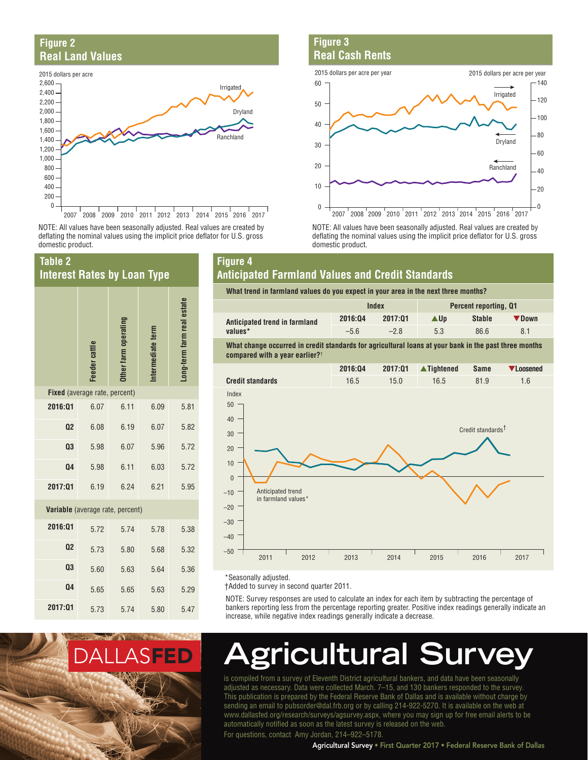## Figure 2
## Real Land Values

2015 dollars per acre

2,600
2,400
2,200
2,000
1,800
1,600
1,400
1,200
1,000
800
600
400
200
0

2007 2008 2009 2010 2011 2012 2013 2014 2015 2016 2017

Irrigated
Dryland
Ranchland

NOTE: All values have been seasonally adjusted. Real values are created by deflating the nominal values using the implicit price deflator for U.S. gross domestic product.

## Figure 3
## Real Cash Rents

2015 dollars per acre per year

2015 dollars per acre per year

60
50
40
30
20
10
0

140
120
100
80
60
40
20
0

2007 2008 2009 2010 2011 2012 2013 2014 2015 2016 2017

Irrigated
Dryland
Ranchland

NOTE: All values have been seasonally adjusted. Real values are created by deflating the nominal values using the implicit price deflator for U.S. gross domestic product.

## Table 2
## Interest Rates by Loan Type

| | Feeder cattle | Other farm operating | Intermediate term | Long-term farm real estate |
|---|---|---|---|---|
| **Fixed** (average rate, percent) | | | | |
| **2016:Q1** | 6.07 | 6.11 | 6.09 | 5.81 |
| **Q2** | 6.08 | 6.19 | 6.07 | 5.82 |
| **Q3** | 5.98 | 6.07 | 5.96 | 5.72 |
| **Q4** | 5.98 | 6.11 | 6.03 | 5.72 |
| **2017:Q1** | 6.19 | 6.24 | 6.21 | 5.95 |
| **Variable** (average rate, percent) | | | | |
| **2016:Q1** | 5.72 | 5.74 | 5.78 | 5.38 |
| **Q2** | 5.73 | 5.80 | 5.68 | 5.32 |
| **Q3** | 5.60 | 5.63 | 5.64 | 5.36 |
| **Q4** | 5.65 | 5.65 | 5.63 | 5.29 |
| **2017:Q1** | 5.73 | 5.74 | 5.80 | 5.47 |

## Figure 4
## Anticipated Farmland Values and Credit Standards

**What trend in farmland values do you expect in your area in the next three months?**

| | Index | | Percent reporting, Q1 | | |
|---|---|---|---|---|---|
| | 2016:Q4 | 2017:Q1 | ▲Up | Stable | ▼Down |
| Anticipated trend in farmland values* | –5.6 | –2.8 | 5.3 | 86.6 | 8.1 |

**What change occurred in credit standards for agricultural loans at your bank in the past three months compared with a year earlier?†**

| | 2016:Q4 | 2017:Q1 | ▲Tightened | Same | ▼Loosened |
|---|---|---|---|---|---|
| Credit standards | 16.5 | 15.0 | 16.5 | 81.9 | 1.6 |

Index

50
40
30
20
10
0
–10
–20
–30
–40
–50

2011 2012 2013 2014 2015 2016 2017

Credit standards†

Anticipated trend in farmland values*

*Seasonally adjusted.
†Added to survey in second quarter 2011.

NOTE: Survey responses are used to calculate an index for each item by subtracting the percentage of bankers reporting less from the percentage reporting greater. Positive index readings generally indicate an increase, while negative index readings generally indicate a decrease.

DALLASFED

# Agricultural Survey

is compiled from a survey of Eleventh District agricultural bankers, and data have been seasonally adjusted as necessary. Data were collected March. 7–15, and 130 bankers responded to the survey. This publication is prepared by the Federal Reserve Bank of Dallas and is available without charge by sending an email to pubsorder@dal.frb.org or by calling 214-922-5270. It is available on the web at www.dallasfed.org/research/surveys/agsurvey.aspx, where you may sign up for free email alerts to be automatically notified as soon as the latest survey is released on the web.

For questions, contact Amy Jordan, 214–922–5178.